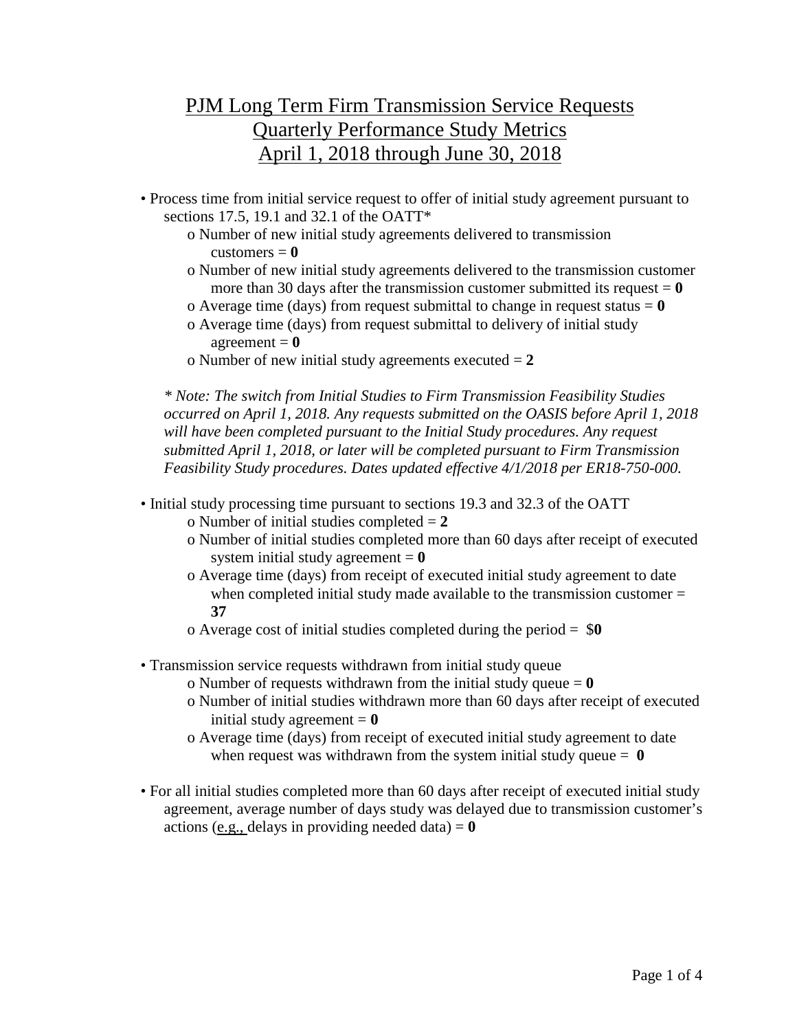# PJM Long Term Firm Transmission Service Requests
# Quarterly Performance Study Metrics
# April 1, 2018 through June 30, 2018

- Process time from initial service request to offer of initial study agreement pursuant to sections 17.5, 19.1 and 32.1 of the OATT*
  - Number of new initial study agreements delivered to transmission customers = **0**
  - Number of new initial study agreements delivered to the transmission customer more than 30 days after the transmission customer submitted its request = **0**
  - Average time (days) from request submittal to change in request status = **0**
  - Average time (days) from request submittal to delivery of initial study agreement = **0**
  - Number of new initial study agreements executed = **2**

  *\* Note: The switch from Initial Studies to Firm Transmission Feasibility Studies occurred on April 1, 2018. Any requests submitted on the OASIS before April 1, 2018 will have been completed pursuant to the Initial Study procedures. Any request submitted April 1, 2018, or later will be completed pursuant to Firm Transmission Feasibility Study procedures. Dates updated effective 4/1/2018 per ER18-750-000.*

- Initial study processing time pursuant to sections 19.3 and 32.3 of the OATT
  - Number of initial studies completed = **2**
  - Number of initial studies completed more than 60 days after receipt of executed system initial study agreement = **0**
  - Average time (days) from receipt of executed initial study agreement to date when completed initial study made available to the transmission customer = **37**
  - Average cost of initial studies completed during the period = $**0**

- Transmission service requests withdrawn from initial study queue
  - Number of requests withdrawn from the initial study queue = **0**
  - Number of initial studies withdrawn more than 60 days after receipt of executed initial study agreement = **0**
  - Average time (days) from receipt of executed initial study agreement to date when request was withdrawn from the system initial study queue = **0**

- For all initial studies completed more than 60 days after receipt of executed initial study agreement, average number of days study was delayed due to transmission customer's actions (e.g., delays in providing needed data) = **0**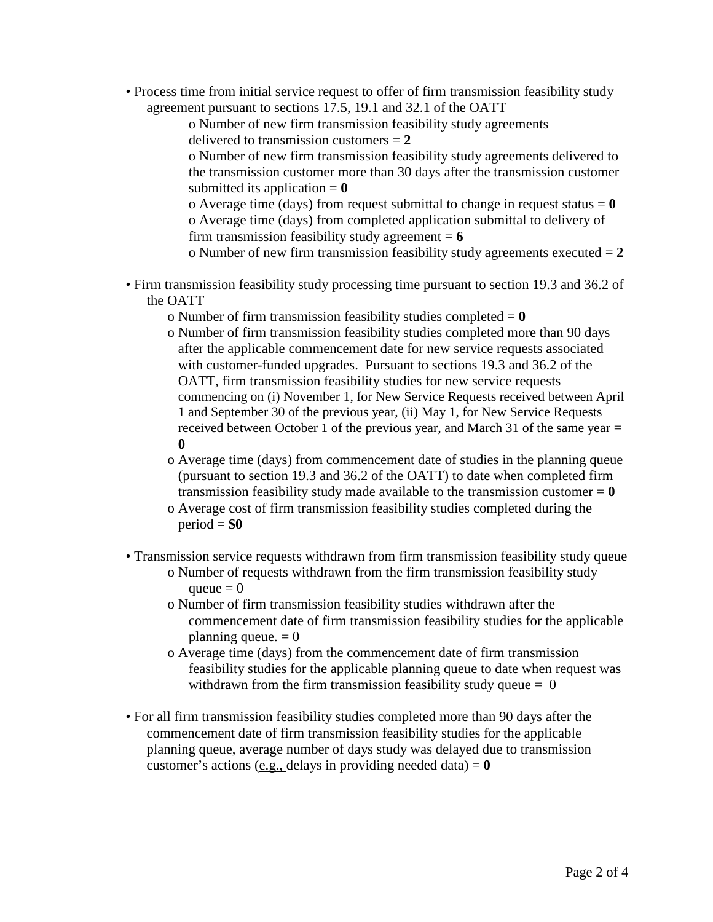- Process time from initial service request to offer of firm transmission feasibility study agreement pursuant to sections 17.5, 19.1 and 32.1 of the OATT
    - o Number of new firm transmission feasibility study agreements delivered to transmission customers = **2**
    - o Number of new firm transmission feasibility study agreements delivered to the transmission customer more than 30 days after the transmission customer submitted its application = **0**
    - o Average time (days) from request submittal to change in request status = **0**
    - o Average time (days) from completed application submittal to delivery of firm transmission feasibility study agreement = **6**
    - o Number of new firm transmission feasibility study agreements executed = **2**

- Firm transmission feasibility study processing time pursuant to section 19.3 and 36.2 of the OATT
    - o Number of firm transmission feasibility studies completed = **0**
    - o Number of firm transmission feasibility studies completed more than 90 days after the applicable commencement date for new service requests associated with customer-funded upgrades. Pursuant to sections 19.3 and 36.2 of the OATT, firm transmission feasibility studies for new service requests commencing on (i) November 1, for New Service Requests received between April 1 and September 30 of the previous year, (ii) May 1, for New Service Requests received between October 1 of the previous year, and March 31 of the same year = **0**
    - o Average time (days) from commencement date of studies in the planning queue (pursuant to section 19.3 and 36.2 of the OATT) to date when completed firm transmission feasibility study made available to the transmission customer = **0**
    - o Average cost of firm transmission feasibility studies completed during the period = **$0**

- Transmission service requests withdrawn from firm transmission feasibility study queue
    - o Number of requests withdrawn from the firm transmission feasibility study queue = 0
    - o Number of firm transmission feasibility studies withdrawn after the commencement date of firm transmission feasibility studies for the applicable planning queue. = 0
    - o Average time (days) from the commencement date of firm transmission feasibility studies for the applicable planning queue to date when request was withdrawn from the firm transmission feasibility study queue = 0

- For all firm transmission feasibility studies completed more than 90 days after the commencement date of firm transmission feasibility studies for the applicable planning queue, average number of days study was delayed due to transmission customer's actions (e.g., delays in providing needed data) = **0**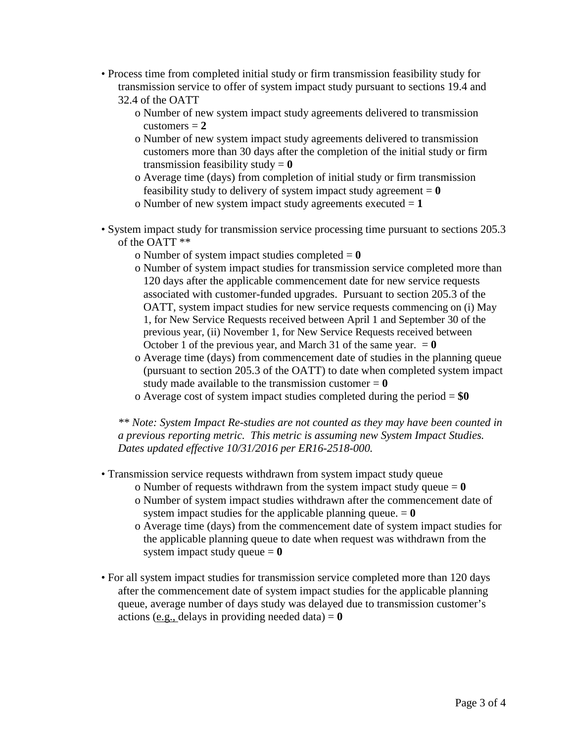- Process time from completed initial study or firm transmission feasibility study for transmission service to offer of system impact study pursuant to sections 19.4 and 32.4 of the OATT
  - Number of new system impact study agreements delivered to transmission customers = **2**
  - Number of new system impact study agreements delivered to transmission customers more than 30 days after the completion of the initial study or firm transmission feasibility study = **0**
  - Average time (days) from completion of initial study or firm transmission feasibility study to delivery of system impact study agreement = **0**
  - Number of new system impact study agreements executed = **1**

- System impact study for transmission service processing time pursuant to sections 205.3 of the OATT **
  - Number of system impact studies completed = **0**
  - Number of system impact studies for transmission service completed more than 120 days after the applicable commencement date for new service requests associated with customer-funded upgrades. Pursuant to section 205.3 of the OATT, system impact studies for new service requests commencing on (i) May 1, for New Service Requests received between April 1 and September 30 of the previous year, (ii) November 1, for New Service Requests received between October 1 of the previous year, and March 31 of the same year. = **0**
  - Average time (days) from commencement date of studies in the planning queue (pursuant to section 205.3 of the OATT) to date when completed system impact study made available to the transmission customer = **0**
  - Average cost of system impact studies completed during the period = **$0**

  *** Note: System Impact Re-studies are not counted as they may have been counted in a previous reporting metric. This metric is assuming new System Impact Studies. Dates updated effective 10/31/2016 per ER16-2518-000.*

- Transmission service requests withdrawn from system impact study queue
  - Number of requests withdrawn from the system impact study queue = **0**
  - Number of system impact studies withdrawn after the commencement date of system impact studies for the applicable planning queue. = **0**
  - Average time (days) from the commencement date of system impact studies for the applicable planning queue to date when request was withdrawn from the system impact study queue = **0**

- For all system impact studies for transmission service completed more than 120 days after the commencement date of system impact studies for the applicable planning queue, average number of days study was delayed due to transmission customer's actions (e.g., delays in providing needed data) = **0**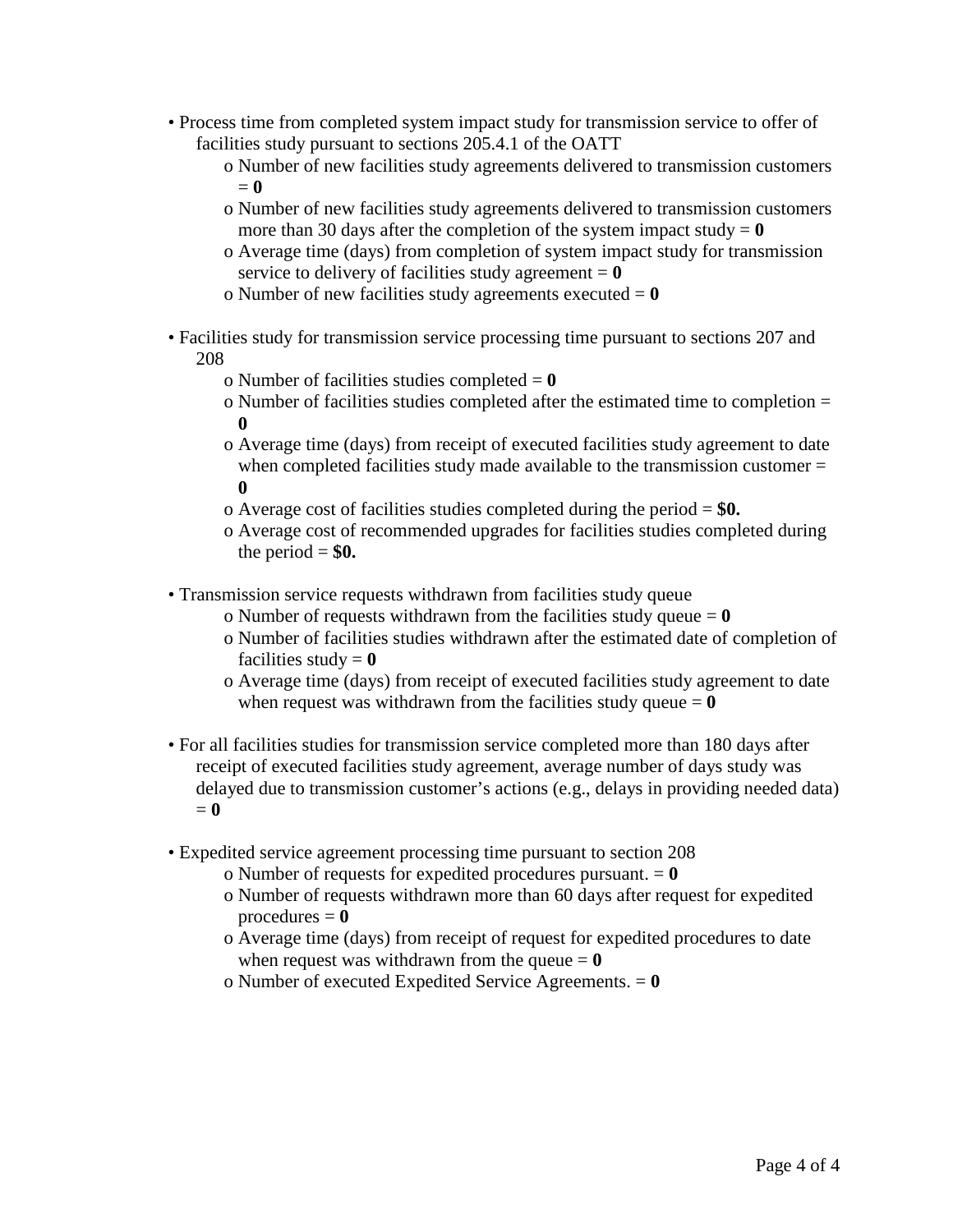- Process time from completed system impact study for transmission service to offer of facilities study pursuant to sections 205.4.1 of the OATT
  - Number of new facilities study agreements delivered to transmission customers = **0**
  - Number of new facilities study agreements delivered to transmission customers more than 30 days after the completion of the system impact study = **0**
  - Average time (days) from completion of system impact study for transmission service to delivery of facilities study agreement = **0**
  - Number of new facilities study agreements executed = **0**

- Facilities study for transmission service processing time pursuant to sections 207 and 208
  - Number of facilities studies completed = **0**
  - Number of facilities studies completed after the estimated time to completion = **0**
  - Average time (days) from receipt of executed facilities study agreement to date when completed facilities study made available to the transmission customer = **0**
  - Average cost of facilities studies completed during the period = **$0.**
  - Average cost of recommended upgrades for facilities studies completed during the period = **$0.**

- Transmission service requests withdrawn from facilities study queue
  - Number of requests withdrawn from the facilities study queue = **0**
  - Number of facilities studies withdrawn after the estimated date of completion of facilities study = **0**
  - Average time (days) from receipt of executed facilities study agreement to date when request was withdrawn from the facilities study queue = **0**

- For all facilities studies for transmission service completed more than 180 days after receipt of executed facilities study agreement, average number of days study was delayed due to transmission customer's actions (e.g., delays in providing needed data) = **0**

- Expedited service agreement processing time pursuant to section 208
  - Number of requests for expedited procedures pursuant. = **0**
  - Number of requests withdrawn more than 60 days after request for expedited procedures = **0**
  - Average time (days) from receipt of request for expedited procedures to date when request was withdrawn from the queue = **0**
  - Number of executed Expedited Service Agreements. = **0**